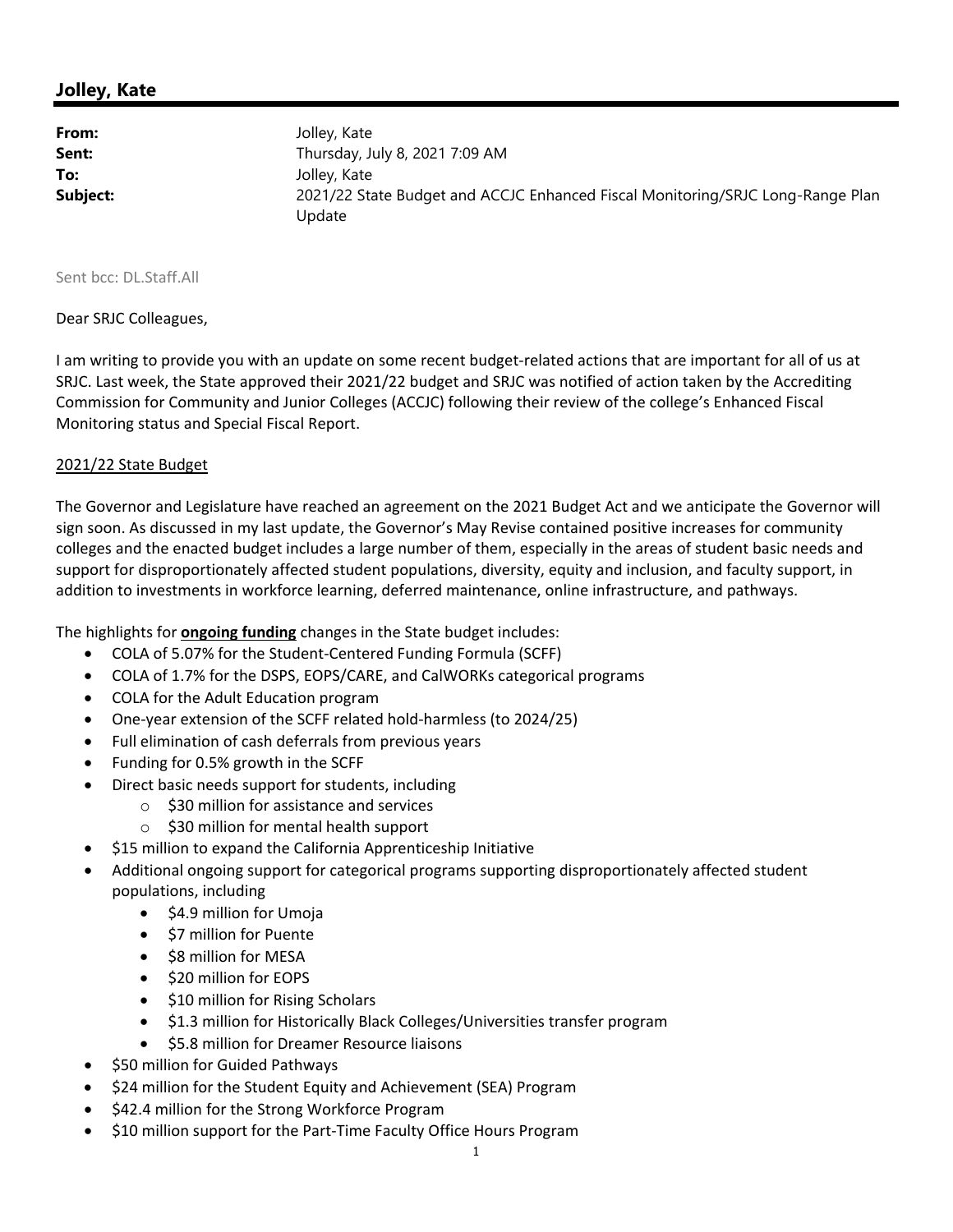## Jolley, Kate

| | |
|---|---|
| **From:** | Jolley, Kate |
| **Sent:** | Thursday, July 8, 2021 7:09 AM |
| **To:** | Jolley, Kate |
| **Subject:** | 2021/22 State Budget and ACCJC Enhanced Fiscal Monitoring/SRJC Long-Range Plan Update |

Sent bcc: DL.Staff.All

Dear SRJC Colleagues,

I am writing to provide you with an update on some recent budget-related actions that are important for all of us at SRJC. Last week, the State approved their 2021/22 budget and SRJC was notified of action taken by the Accrediting Commission for Community and Junior Colleges (ACCJC) following their review of the college's Enhanced Fiscal Monitoring status and Special Fiscal Report.

2021/22 State Budget

The Governor and Legislature have reached an agreement on the 2021 Budget Act and we anticipate the Governor will sign soon. As discussed in my last update, the Governor's May Revise contained positive increases for community colleges and the enacted budget includes a large number of them, especially in the areas of student basic needs and support for disproportionately affected student populations, diversity, equity and inclusion, and faculty support, in addition to investments in workforce learning, deferred maintenance, online infrastructure, and pathways.

The highlights for **ongoing funding** changes in the State budget includes:

- COLA of 5.07% for the Student-Centered Funding Formula (SCFF)
- COLA of 1.7% for the DSPS, EOPS/CARE, and CalWORKs categorical programs
- COLA for the Adult Education program
- One-year extension of the SCFF related hold-harmless (to 2024/25)
- Full elimination of cash deferrals from previous years
- Funding for 0.5% growth in the SCFF
- Direct basic needs support for students, including
  - $30 million for assistance and services
  - $30 million for mental health support
- $15 million to expand the California Apprenticeship Initiative
- Additional ongoing support for categorical programs supporting disproportionately affected student populations, including
  - $4.9 million for Umoja
  - $7 million for Puente
  - $8 million for MESA
  - $20 million for EOPS
  - $10 million for Rising Scholars
  - $1.3 million for Historically Black Colleges/Universities transfer program
  - $5.8 million for Dreamer Resource liaisons
- $50 million for Guided Pathways
- $24 million for the Student Equity and Achievement (SEA) Program
- $42.4 million for the Strong Workforce Program
- $10 million support for the Part-Time Faculty Office Hours Program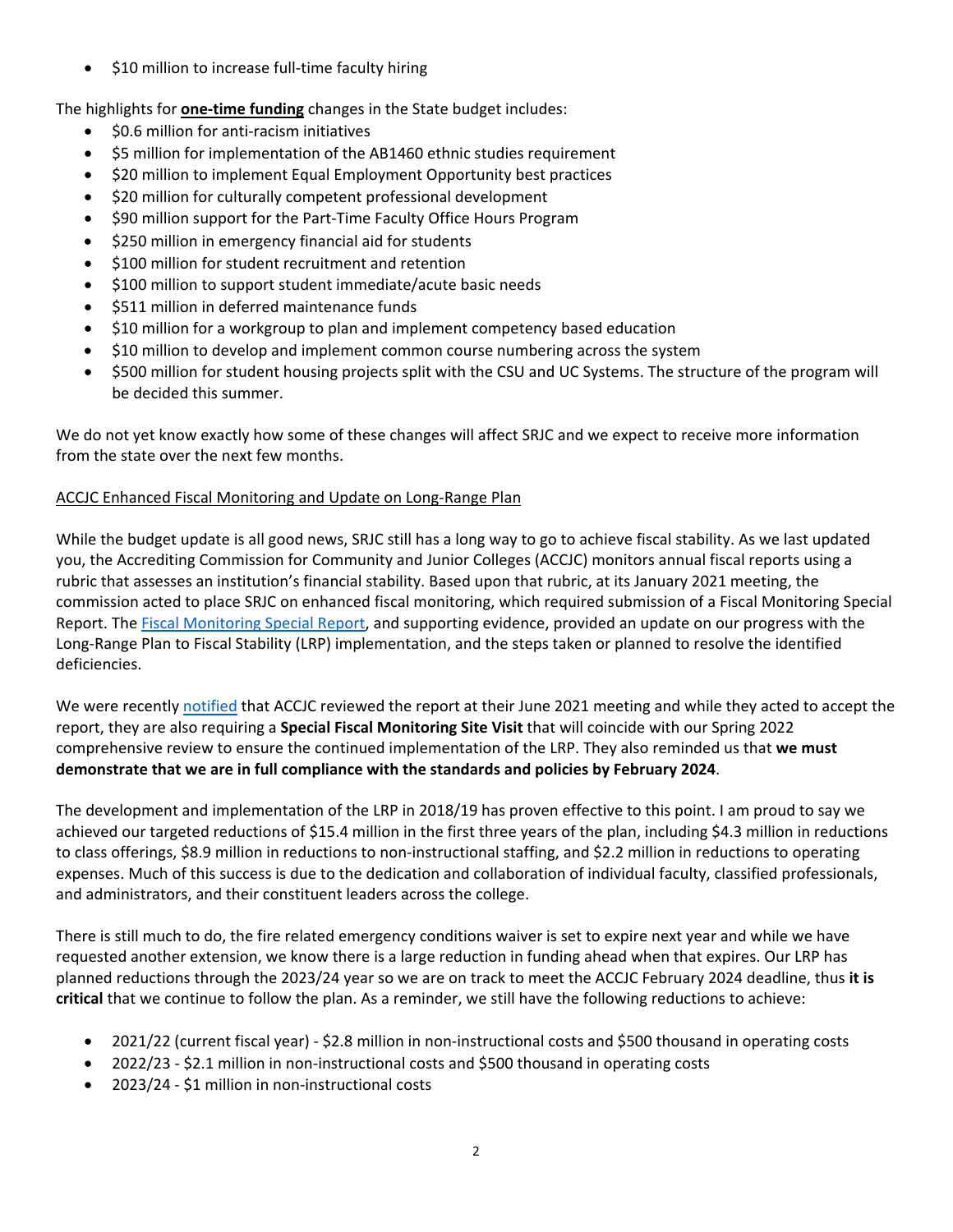- $10 million to increase full-time faculty hiring

The highlights for **one-time funding** changes in the State budget includes:

- $0.6 million for anti-racism initiatives
- $5 million for implementation of the AB1460 ethnic studies requirement
- $20 million to implement Equal Employment Opportunity best practices
- $20 million for culturally competent professional development
- $90 million support for the Part-Time Faculty Office Hours Program
- $250 million in emergency financial aid for students
- $100 million for student recruitment and retention
- $100 million to support student immediate/acute basic needs
- $511 million in deferred maintenance funds
- $10 million for a workgroup to plan and implement competency based education
- $10 million to develop and implement common course numbering across the system
- $500 million for student housing projects split with the CSU and UC Systems. The structure of the program will be decided this summer.

We do not yet know exactly how some of these changes will affect SRJC and we expect to receive more information from the state over the next few months.

ACCJC Enhanced Fiscal Monitoring and Update on Long-Range Plan

While the budget update is all good news, SRJC still has a long way to go to achieve fiscal stability. As we last updated you, the Accrediting Commission for Community and Junior Colleges (ACCJC) monitors annual fiscal reports using a rubric that assesses an institution's financial stability. Based upon that rubric, at its January 2021 meeting, the commission acted to place SRJC on enhanced fiscal monitoring, which required submission of a Fiscal Monitoring Special Report. The Fiscal Monitoring Special Report, and supporting evidence, provided an update on our progress with the Long-Range Plan to Fiscal Stability (LRP) implementation, and the steps taken or planned to resolve the identified deficiencies.

We were recently notified that ACCJC reviewed the report at their June 2021 meeting and while they acted to accept the report, they are also requiring a **Special Fiscal Monitoring Site Visit** that will coincide with our Spring 2022 comprehensive review to ensure the continued implementation of the LRP. They also reminded us that **we must demonstrate that we are in full compliance with the standards and policies by February 2024**.

The development and implementation of the LRP in 2018/19 has proven effective to this point. I am proud to say we achieved our targeted reductions of $15.4 million in the first three years of the plan, including $4.3 million in reductions to class offerings, $8.9 million in reductions to non-instructional staffing, and $2.2 million in reductions to operating expenses. Much of this success is due to the dedication and collaboration of individual faculty, classified professionals, and administrators, and their constituent leaders across the college.

There is still much to do, the fire related emergency conditions waiver is set to expire next year and while we have requested another extension, we know there is a large reduction in funding ahead when that expires. Our LRP has planned reductions through the 2023/24 year so we are on track to meet the ACCJC February 2024 deadline, thus **it is critical** that we continue to follow the plan. As a reminder, we still have the following reductions to achieve:

- 2021/22 (current fiscal year) - $2.8 million in non-instructional costs and $500 thousand in operating costs
- 2022/23 - $2.1 million in non-instructional costs and $500 thousand in operating costs
- 2023/24 - $1 million in non-instructional costs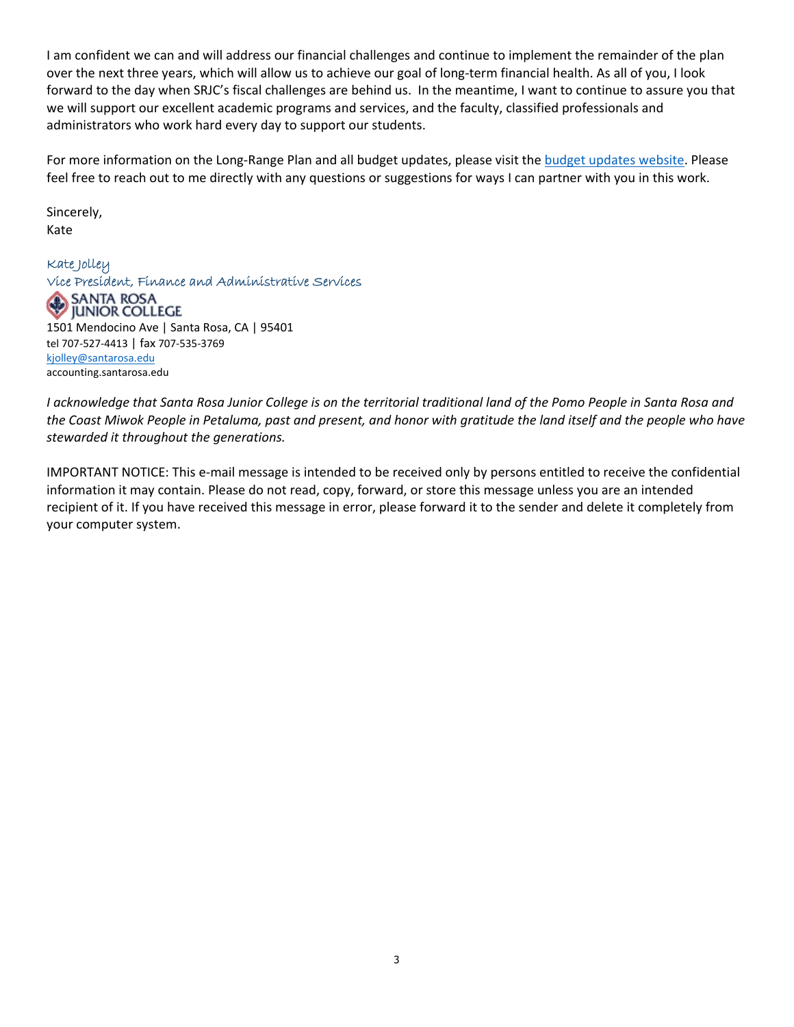I am confident we can and will address our financial challenges and continue to implement the remainder of the plan over the next three years, which will allow us to achieve our goal of long-term financial health. As all of you, I look forward to the day when SRJC's fiscal challenges are behind us. In the meantime, I want to continue to assure you that we will support our excellent academic programs and services, and the faculty, classified professionals and administrators who work hard every day to support our students.

For more information on the Long-Range Plan and all budget updates, please visit the budget updates website. Please feel free to reach out to me directly with any questions or suggestions for ways I can partner with you in this work.

Sincerely,
Kate

Kate Jolley
Vice President, Finance and Administrative Services
SANTA ROSA JUNIOR COLLEGE
1501 Mendocino Ave | Santa Rosa, CA | 95401
tel 707-527-4413 | fax 707-535-3769
kjolley@santarosa.edu
accounting.santarosa.edu

*I acknowledge that Santa Rosa Junior College is on the territorial traditional land of the Pomo People in Santa Rosa and the Coast Miwok People in Petaluma, past and present, and honor with gratitude the land itself and the people who have stewarded it throughout the generations.*

IMPORTANT NOTICE: This e-mail message is intended to be received only by persons entitled to receive the confidential information it may contain. Please do not read, copy, forward, or store this message unless you are an intended recipient of it. If you have received this message in error, please forward it to the sender and delete it completely from your computer system.